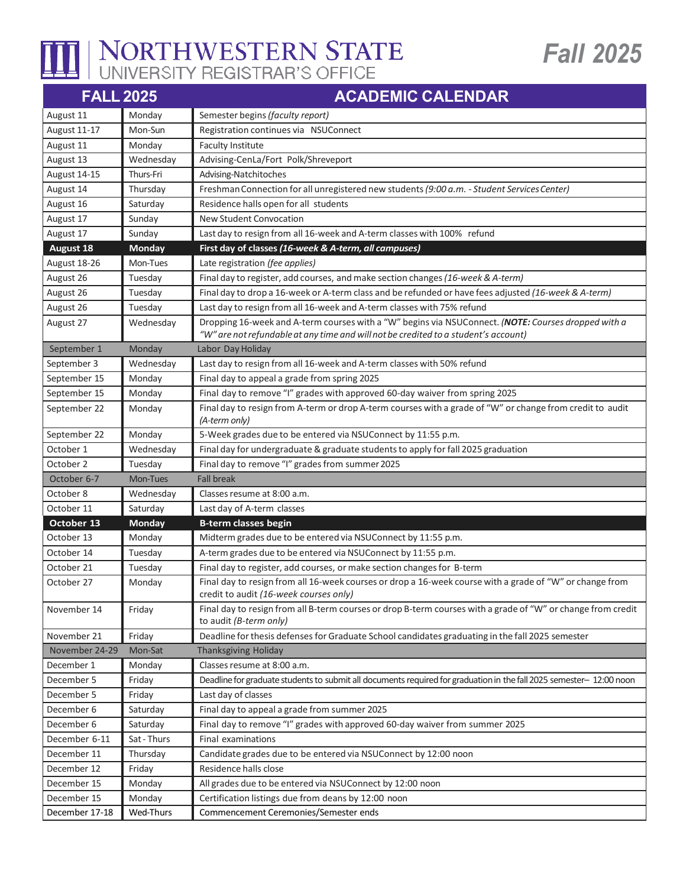# NORTHWESTERN STATE
## UNIVERSITY REGISTRAR'S OFFICE

# Fall 2025

| FALL 2025 | | ACADEMIC CALENDAR |
|---|---|---|
| August 11 | Monday | Semester begins *(faculty report)* |
| August 11-17 | Mon-Sun | Registration continues via NSUConnect |
| August 11 | Monday | Faculty Institute |
| August 13 | Wednesday | Advising-CenLa/Fort Polk/Shreveport |
| August 14-15 | Thurs-Fri | Advising-Natchitoches |
| August 14 | Thursday | Freshman Connection for all unregistered new students *(9:00 a.m. - Student Services Center)* |
| August 16 | Saturday | Residence halls open for all students |
| August 17 | Sunday | New Student Convocation |
| August 17 | Sunday | Last day to resign from all 16-week and A-term classes with 100% refund |
| **August 18** | **Monday** | **First day of classes *(16-week & A-term, all campuses)*** |
| August 18-26 | Mon-Tues | Late registration *(fee applies)* |
| August 26 | Tuesday | Final day to register, add courses, and make section changes *(16-week & A-term)* |
| August 26 | Tuesday | Final day to drop a 16-week or A-term class and be refunded or have fees adjusted *(16-week & A-term)* |
| August 26 | Tuesday | Last day to resign from all 16-week and A-term classes with 75% refund |
| August 27 | Wednesday | Dropping 16-week and A-term courses with a "W" begins via NSUConnect. *(**NOTE:** Courses dropped with a "W" are not refundable at any time and will not be credited to a student's account)* |
| September 1 | Monday | Labor Day Holiday |
| September 3 | Wednesday | Last day to resign from all 16-week and A-term classes with 50% refund |
| September 15 | Monday | Final day to appeal a grade from spring 2025 |
| September 15 | Monday | Final day to remove "I" grades with approved 60-day waiver from spring 2025 |
| September 22 | Monday | Final day to resign from A-term or drop A-term courses with a grade of "W" or change from credit to audit *(A-term only)* |
| September 22 | Monday | 5-Week grades due to be entered via NSUConnect by 11:55 p.m. |
| October 1 | Wednesday | Final day for undergraduate & graduate students to apply for fall 2025 graduation |
| October 2 | Tuesday | Final day to remove "I" grades from summer 2025 |
| October 6-7 | Mon-Tues | Fall break |
| October 8 | Wednesday | Classes resume at 8:00 a.m. |
| October 11 | Saturday | Last day of A-term classes |
| **October 13** | **Monday** | **B-term classes begin** |
| October 13 | Monday | Midterm grades due to be entered via NSUConnect by 11:55 p.m. |
| October 14 | Tuesday | A-term grades due to be entered via NSUConnect by 11:55 p.m. |
| October 21 | Tuesday | Final day to register, add courses, or make section changes for B-term |
| October 27 | Monday | Final day to resign from all 16-week courses or drop a 16-week course with a grade of "W" or change from credit to audit *(16-week courses only)* |
| November 14 | Friday | Final day to resign from all B-term courses or drop B-term courses with a grade of "W" or change from credit to audit *(B-term only)* |
| November 21 | Friday | Deadline for thesis defenses for Graduate School candidates graduating in the fall 2025 semester |
| November 24-29 | Mon-Sat | Thanksgiving Holiday |
| December 1 | Monday | Classes resume at 8:00 a.m. |
| December 5 | Friday | Deadline for graduate students to submit all documents required for graduation in the fall 2025 semester– 12:00 noon |
| December 5 | Friday | Last day of classes |
| December 6 | Saturday | Final day to appeal a grade from summer 2025 |
| December 6 | Saturday | Final day to remove "I" grades with approved 60-day waiver from summer 2025 |
| December 6-11 | Sat - Thurs | Final examinations |
| December 11 | Thursday | Candidate grades due to be entered via NSUConnect by 12:00 noon |
| December 12 | Friday | Residence halls close |
| December 15 | Monday | All grades due to be entered via NSUConnect by 12:00 noon |
| December 15 | Monday | Certification listings due from deans by 12:00 noon |
| December 17-18 | Wed-Thurs | Commencement Ceremonies/Semester ends |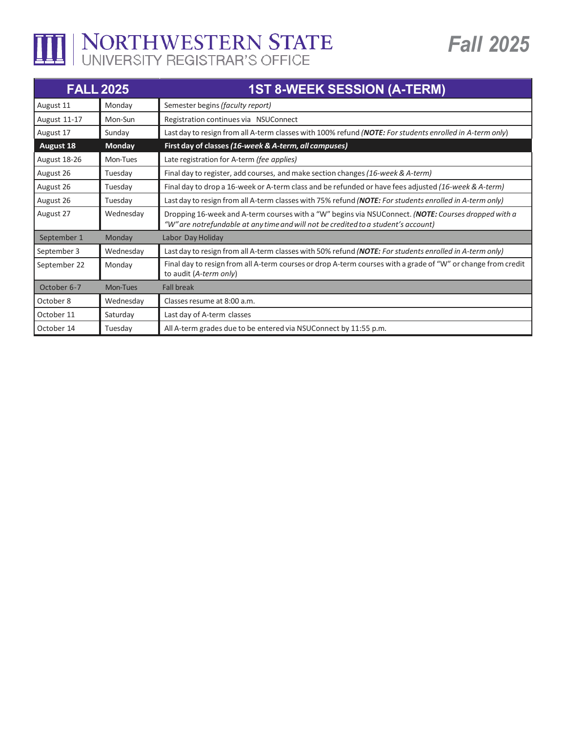# NORTHWESTERN STATE
UNIVERSITY REGISTRAR'S OFFICE

**Fall 2025**

| FALL 2025 | | 1ST 8-WEEK SESSION (A-TERM) |
|---|---|---|
| August 11 | Monday | Semester begins *(faculty report)* |
| August 11-17 | Mon-Sun | Registration continues via NSUConnect |
| August 17 | Sunday | Last day to resign from all A-term classes with 100% refund *(**NOTE:** For students enrolled in A-term only)* |
| **August 18** | **Monday** | **First day of classes *(16-week & A-term, all campuses)*** |
| August 18-26 | Mon-Tues | Late registration for A-term *(fee applies)* |
| August 26 | Tuesday | Final day to register, add courses, and make section changes *(16-week & A-term)* |
| August 26 | Tuesday | Final day to drop a 16-week or A-term class and be refunded or have fees adjusted *(16-week & A-term)* |
| August 26 | Tuesday | Last day to resign from all A-term classes with 75% refund *(**NOTE:** For students enrolled in A-term only)* |
| August 27 | Wednesday | Dropping 16-week and A-term courses with a "W" begins via NSUConnect. *(**NOTE:** Courses dropped with a "W" are notrefundable at any time and will not be credited to a student's account)* |
| September 1 | Monday | Labor Day Holiday |
| September 3 | Wednesday | Last day to resign from all A-term classes with 50% refund *(**NOTE:** For students enrolled in A-term only)* |
| September 22 | Monday | Final day to resign from all A-term courses or drop A-term courses with a grade of "W" or change from credit to audit (*A-term only*) |
| October 6-7 | Mon-Tues | Fall break |
| October 8 | Wednesday | Classes resume at 8:00 a.m. |
| October 11 | Saturday | Last day of A-term classes |
| October 14 | Tuesday | All A-term grades due to be entered via NSUConnect by 11:55 p.m. |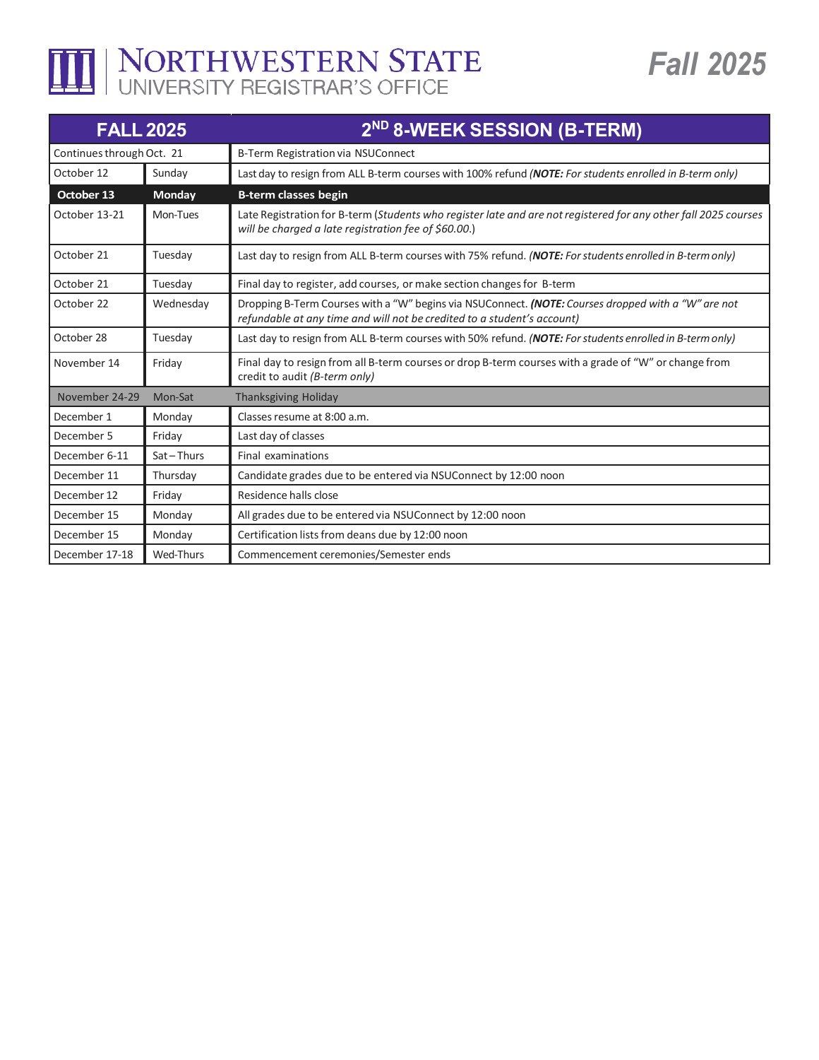# NORTHWESTERN STATE UNIVERSITY REGISTRAR'S OFFICE

## Fall 2025

| FALL 2025 | | 2ND 8-WEEK SESSION (B-TERM) |
|---|---|---|
| Continues through Oct. 21 | | B-Term Registration via NSUConnect |
| October 12 | Sunday | Last day to resign from ALL B-term courses with 100% refund (***NOTE:*** *For students enrolled in B-term only)* |
| **October 13** | **Monday** | **B-term classes begin** |
| October 13-21 | Mon-Tues | Late Registration for B-term (*Students who register late and are not registered for any other fall 2025 courses will be charged a late registration fee of $60.00.*) |
| October 21 | Tuesday | Last day to resign from ALL B-term courses with 75% refund. *(**NOTE:** For students enrolled in B-term only)* |
| October 21 | Tuesday | Final day to register, add courses, or make section changes for B-term |
| October 22 | Wednesday | Dropping B-Term Courses with a "W" begins via NSUConnect. ***(NOTE:*** *Courses dropped with a "W" are not refundable at any time and will not be credited to a student's account)* |
| October 28 | Tuesday | Last day to resign from ALL B-term courses with 50% refund. *(**NOTE:** For students enrolled in B-term only)* |
| November 14 | Friday | Final day to resign from all B-term courses or drop B-term courses with a grade of "W" or change from credit to audit *(B-term only)* |
| November 24-29 | Mon-Sat | Thanksgiving Holiday |
| December 1 | Monday | Classes resume at 8:00 a.m. |
| December 5 | Friday | Last day of classes |
| December 6-11 | Sat – Thurs | Final examinations |
| December 11 | Thursday | Candidate grades due to be entered via NSUConnect by 12:00 noon |
| December 12 | Friday | Residence halls close |
| December 15 | Monday | All grades due to be entered via NSUConnect by 12:00 noon |
| December 15 | Monday | Certification lists from deans due by 12:00 noon |
| December 17-18 | Wed-Thurs | Commencement ceremonies/Semester ends |